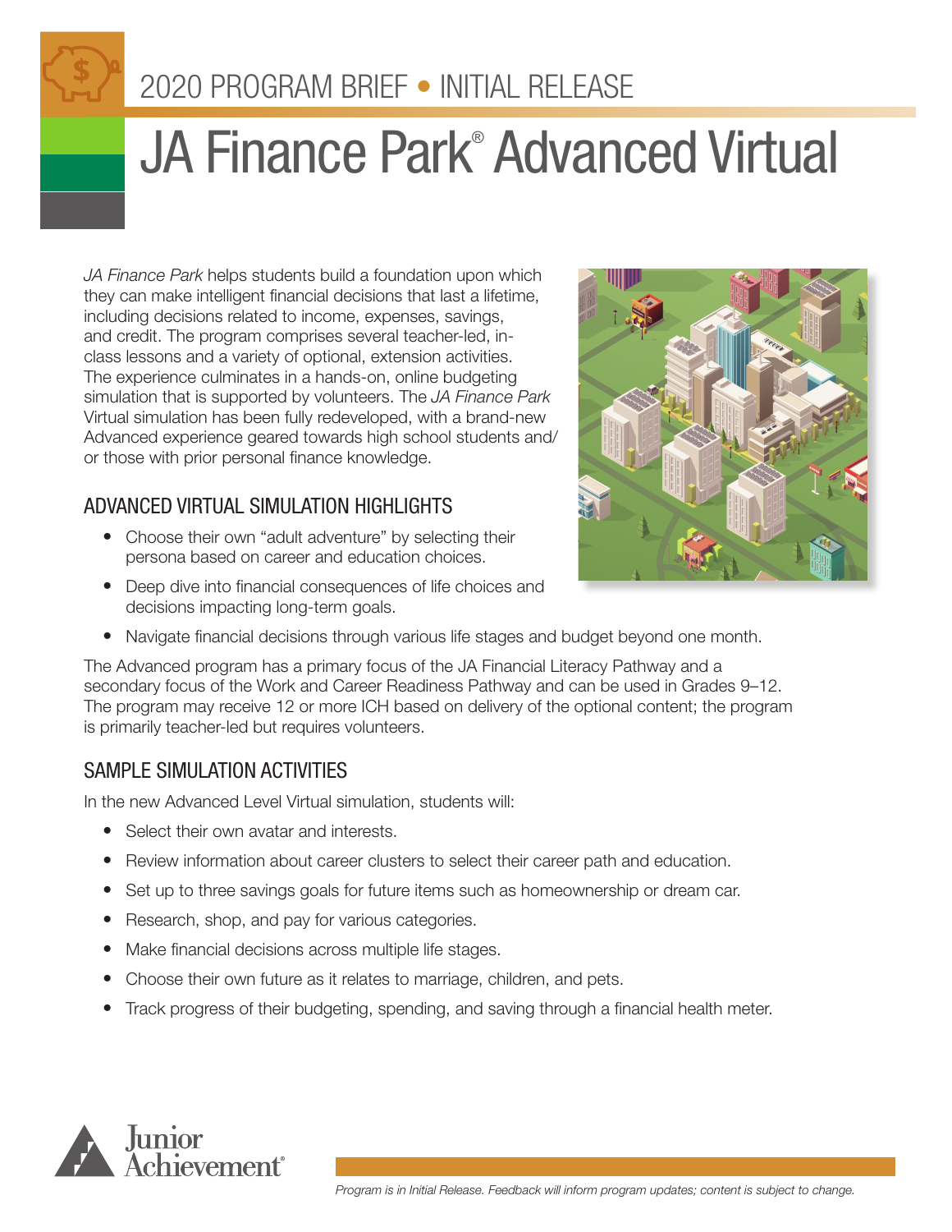2020 PROGRAM BRIEF • INITIAL RELEASE

# JA Finance Park® Advanced Virtual

*JA Finance Park* helps students build a foundation upon which they can make intelligent financial decisions that last a lifetime, including decisions related to income, expenses, savings, and credit. The program comprises several teacher-led, in-class lessons and a variety of optional, extension activities. The experience culminates in a hands-on, online budgeting simulation that is supported by volunteers. The *JA Finance Park* Virtual simulation has been fully redeveloped, with a brand-new Advanced experience geared towards high school students and/or those with prior personal finance knowledge.

## ADVANCED VIRTUAL SIMULATION HIGHLIGHTS

- Choose their own "adult adventure" by selecting their persona based on career and education choices.
- Deep dive into financial consequences of life choices and decisions impacting long-term goals.
- Navigate financial decisions through various life stages and budget beyond one month.

The Advanced program has a primary focus of the JA Financial Literacy Pathway and a secondary focus of the Work and Career Readiness Pathway and can be used in Grades 9–12. The program may receive 12 or more ICH based on delivery of the optional content; the program is primarily teacher-led but requires volunteers.

## SAMPLE SIMULATION ACTIVITIES

In the new Advanced Level Virtual simulation, students will:

- Select their own avatar and interests.
- Review information about career clusters to select their career path and education.
- Set up to three savings goals for future items such as homeownership or dream car.
- Research, shop, and pay for various categories.
- Make financial decisions across multiple life stages.
- Choose their own future as it relates to marriage, children, and pets.
- Track progress of their budgeting, spending, and saving through a financial health meter.

*Program is in Initial Release. Feedback will inform program updates; content is subject to change.*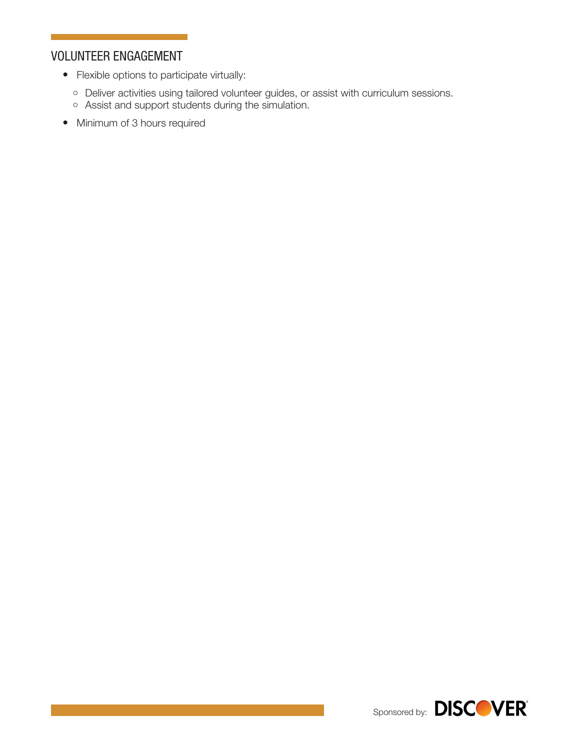## VOLUNTEER ENGAGEMENT

- Flexible options to participate virtually:
  - Deliver activities using tailored volunteer guides, or assist with curriculum sessions.
  - Assist and support students during the simulation.
- Minimum of 3 hours required

Sponsored by: DISCOVER